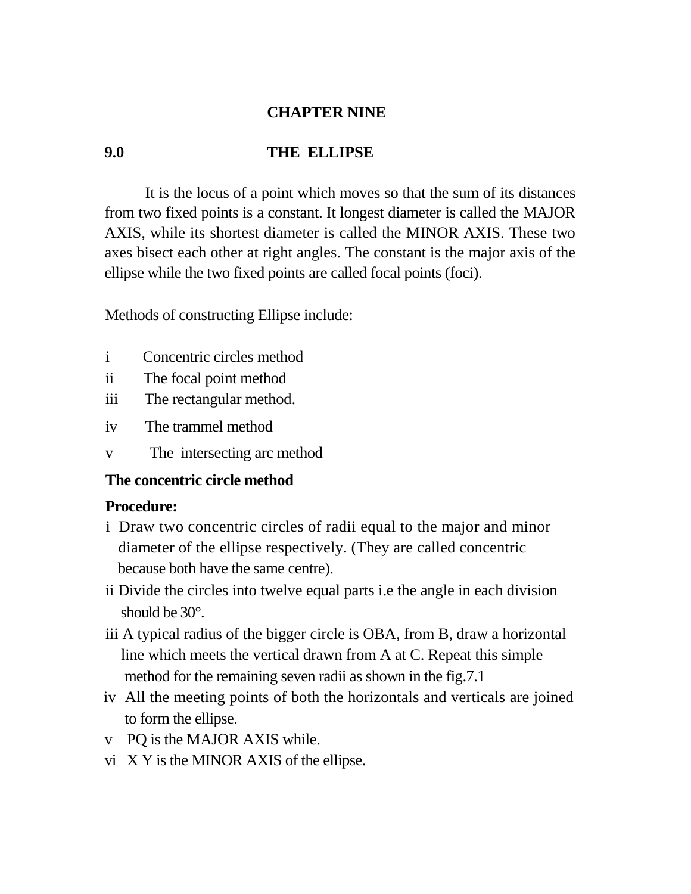# CHAPTER NINE

## 9.0 THE ELLIPSE

It is the locus of a point which moves so that the sum of its distances from two fixed points is a constant. It longest diameter is called the MAJOR AXIS, while its shortest diameter is called the MINOR AXIS. These two axes bisect each other at right angles. The constant is the major axis of the ellipse while the two fixed points are called focal points (foci).

Methods of constructing Ellipse include:

i Concentric circles method
ii The focal point method
iii The rectangular method.
iv The trammel method
v The intersecting arc method

**The concentric circle method**

**Procedure:**

i Draw two concentric circles of radii equal to the major and minor diameter of the ellipse respectively. (They are called concentric because both have the same centre).
ii Divide the circles into twelve equal parts i.e the angle in each division should be 30°.
iii A typical radius of the bigger circle is OBA, from B, draw a horizontal line which meets the vertical drawn from A at C. Repeat this simple method for the remaining seven radii as shown in the fig.7.1
iv All the meeting points of both the horizontals and verticals are joined to form the ellipse.
v PQ is the MAJOR AXIS while.
vi X Y is the MINOR AXIS of the ellipse.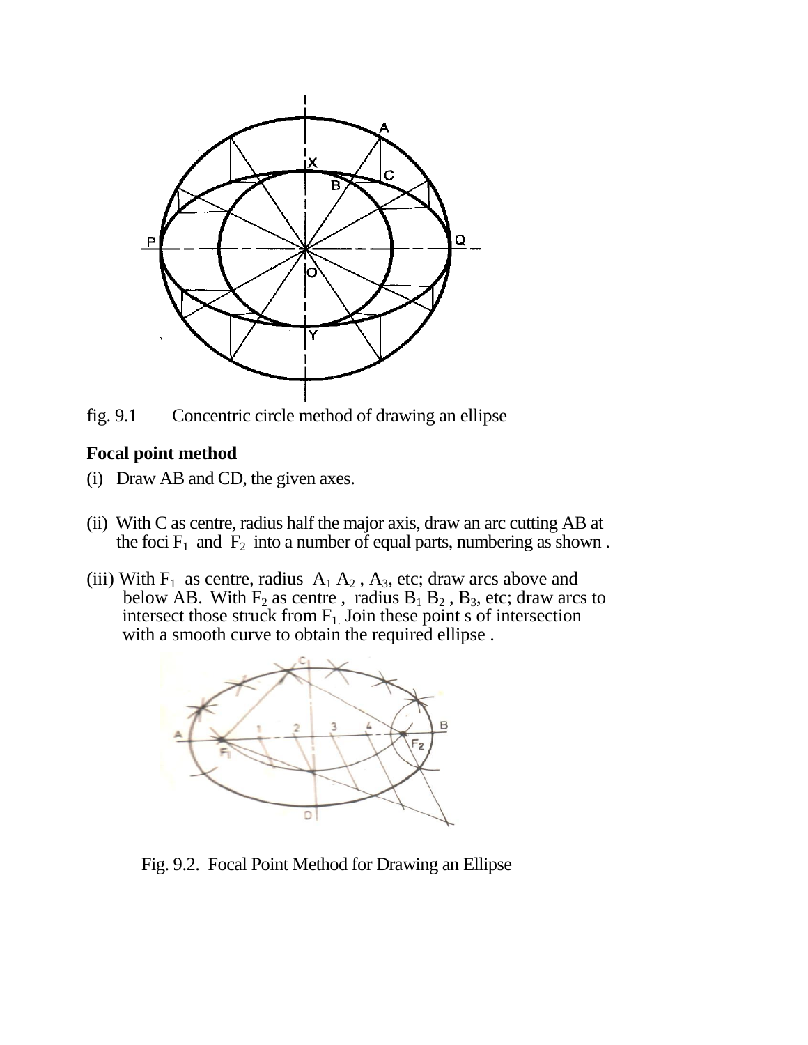fig. 9.1 Concentric circle method of drawing an ellipse

**Focal point method**

(i) Draw AB and CD, the given axes.

(ii) With C as centre, radius half the major axis, draw an arc cutting AB at the foci $F_1$ and $F_2$ into a number of equal parts, numbering as shown .

(iii) With $F_1$ as centre, radius $A_1$ $A_2$ , $A_3$, etc; draw arcs above and below AB. With $F_2$ as centre , radius $B_1$ $B_2$ , $B_3$, etc; draw arcs to intersect those struck from $F_1$. Join these point s of intersection with a smooth curve to obtain the required ellipse .

Fig. 9.2. Focal Point Method for Drawing an Ellipse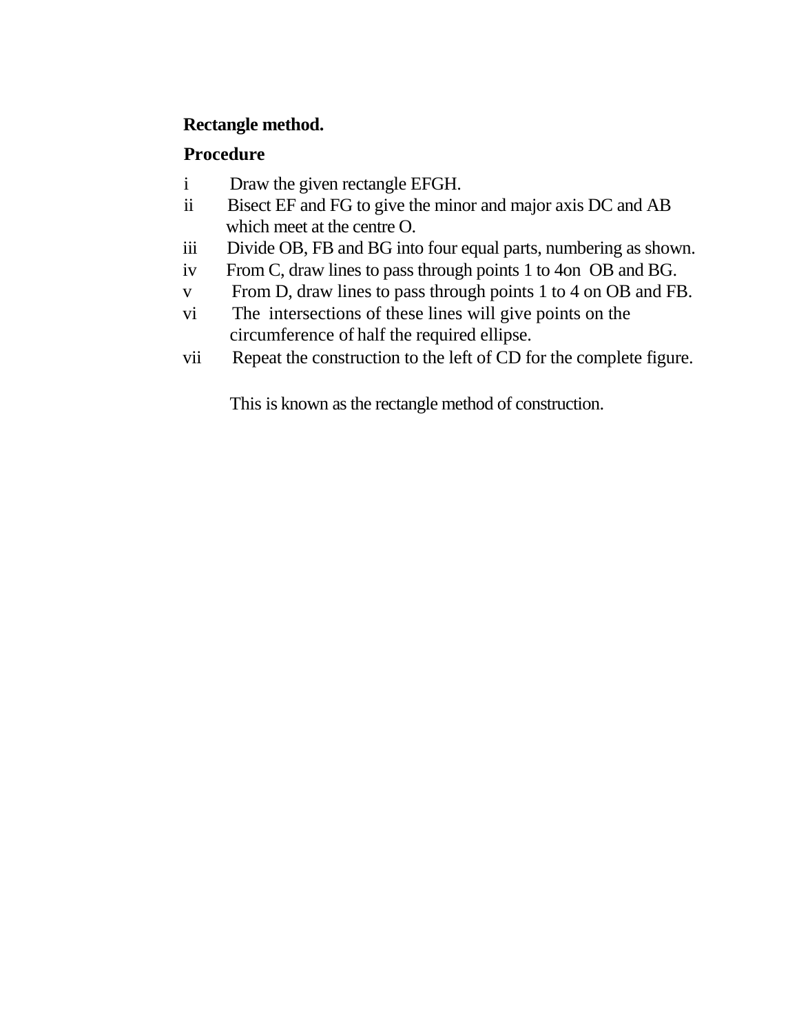**Rectangle method.**

**Procedure**

i Draw the given rectangle EFGH.

ii Bisect EF and FG to give the minor and major axis DC and AB which meet at the centre O.

iii Divide OB, FB and BG into four equal parts, numbering as shown.

iv From C, draw lines to pass through points 1 to 4on OB and BG.

v From D, draw lines to pass through points 1 to 4 on OB and FB.

vi The intersections of these lines will give points on the circumference of half the required ellipse.

vii Repeat the construction to the left of CD for the complete figure.

This is known as the rectangle method of construction.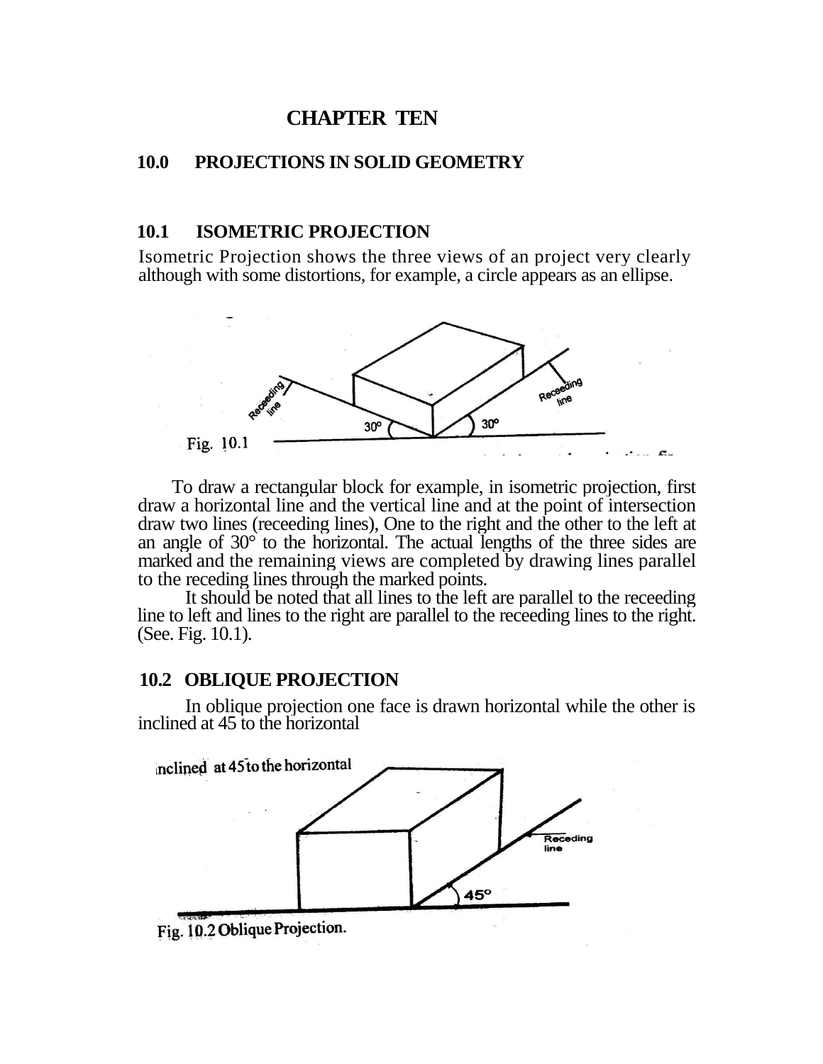# CHAPTER TEN

## 10.0 PROJECTIONS IN SOLID GEOMETRY

### 10.1 ISOMETRIC PROJECTION

Isometric Projection shows the three views of an project very clearly although with some distortions, for example, a circle appears as an ellipse.

Fig. 10.1

To draw a rectangular block for example, in isometric projection, first draw a horizontal line and the vertical line and at the point of intersection draw two lines (receeding lines), One to the right and the other to the left at an angle of 30° to the horizontal. The actual lengths of the three sides are marked and the remaining views are completed by drawing lines parallel to the receding lines through the marked points.

It should be noted that all lines to the left are parallel to the receeding line to left and lines to the right are parallel to the receeding lines to the right. (See. Fig. 10.1).

### 10.2 OBLIQUE PROJECTION

In oblique projection one face is drawn horizontal while the other is inclined at 45 to the horizontal

Fig. 10.2 Oblique Projection.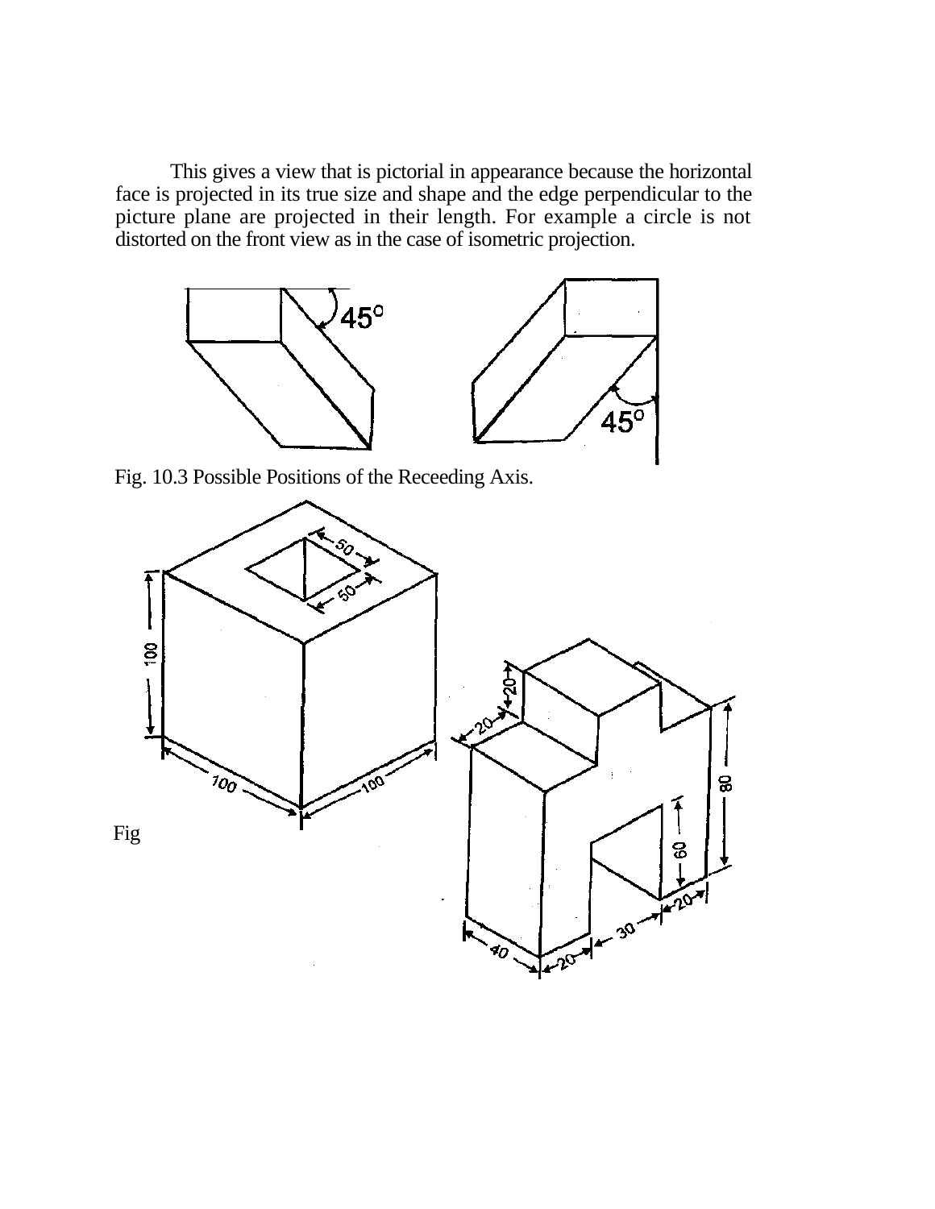This gives a view that is pictorial in appearance because the horizontal face is projected in its true size and shape and the edge perpendicular to the picture plane are projected in their length. For example a circle is not distorted on the front view as in the case of isometric projection.

Fig. 10.3 Possible Positions of the Receeding Axis.

Fig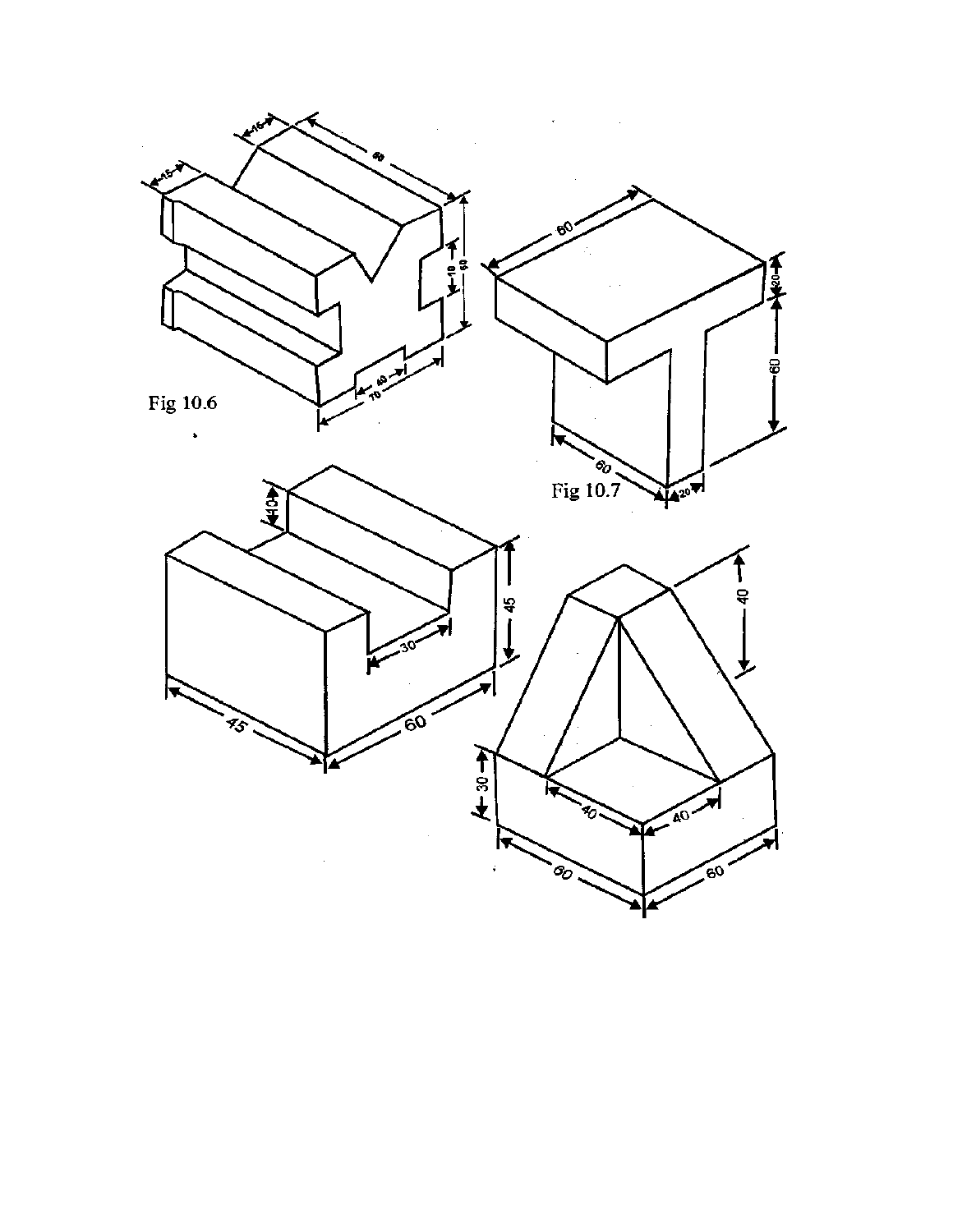Fig 10.6

Fig 10.7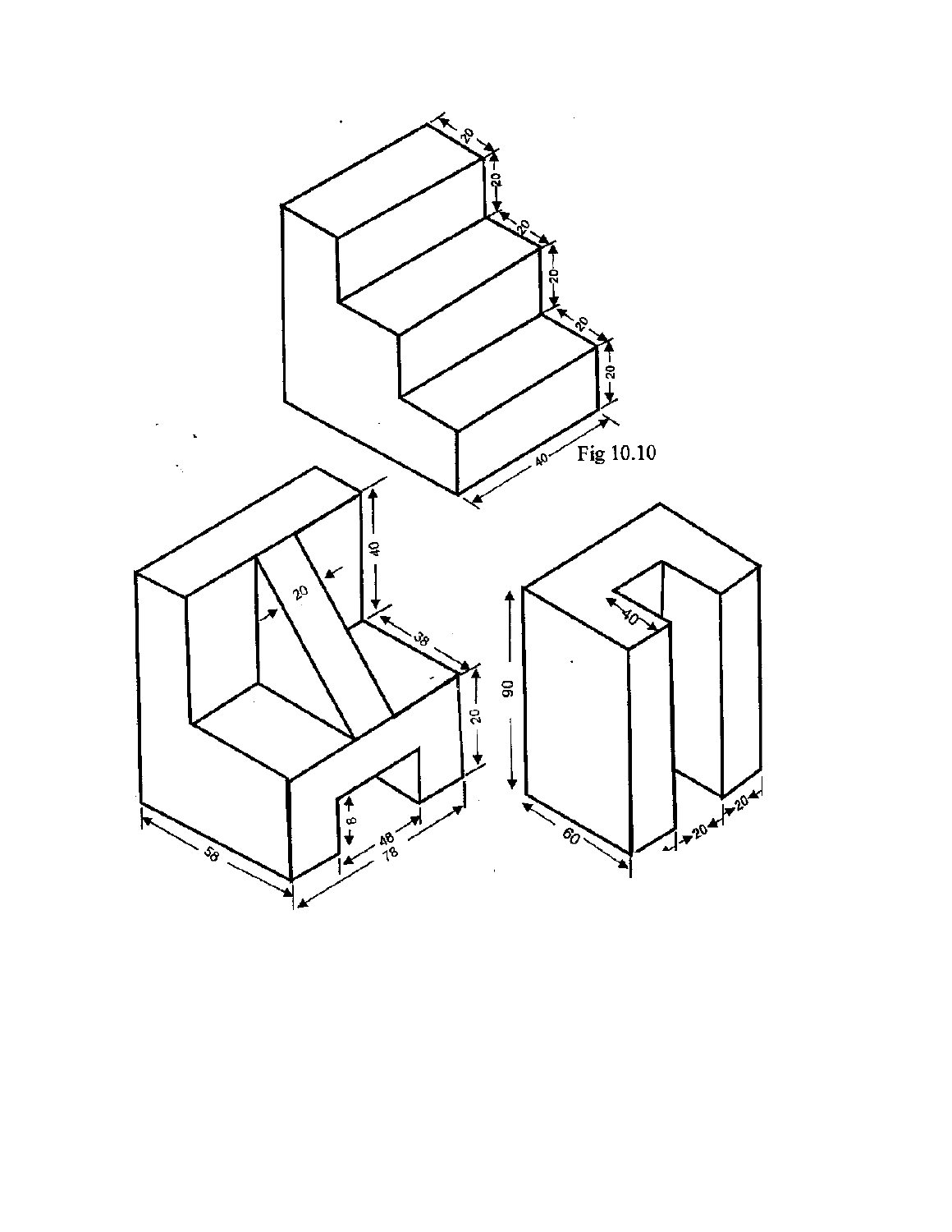Fig 10.10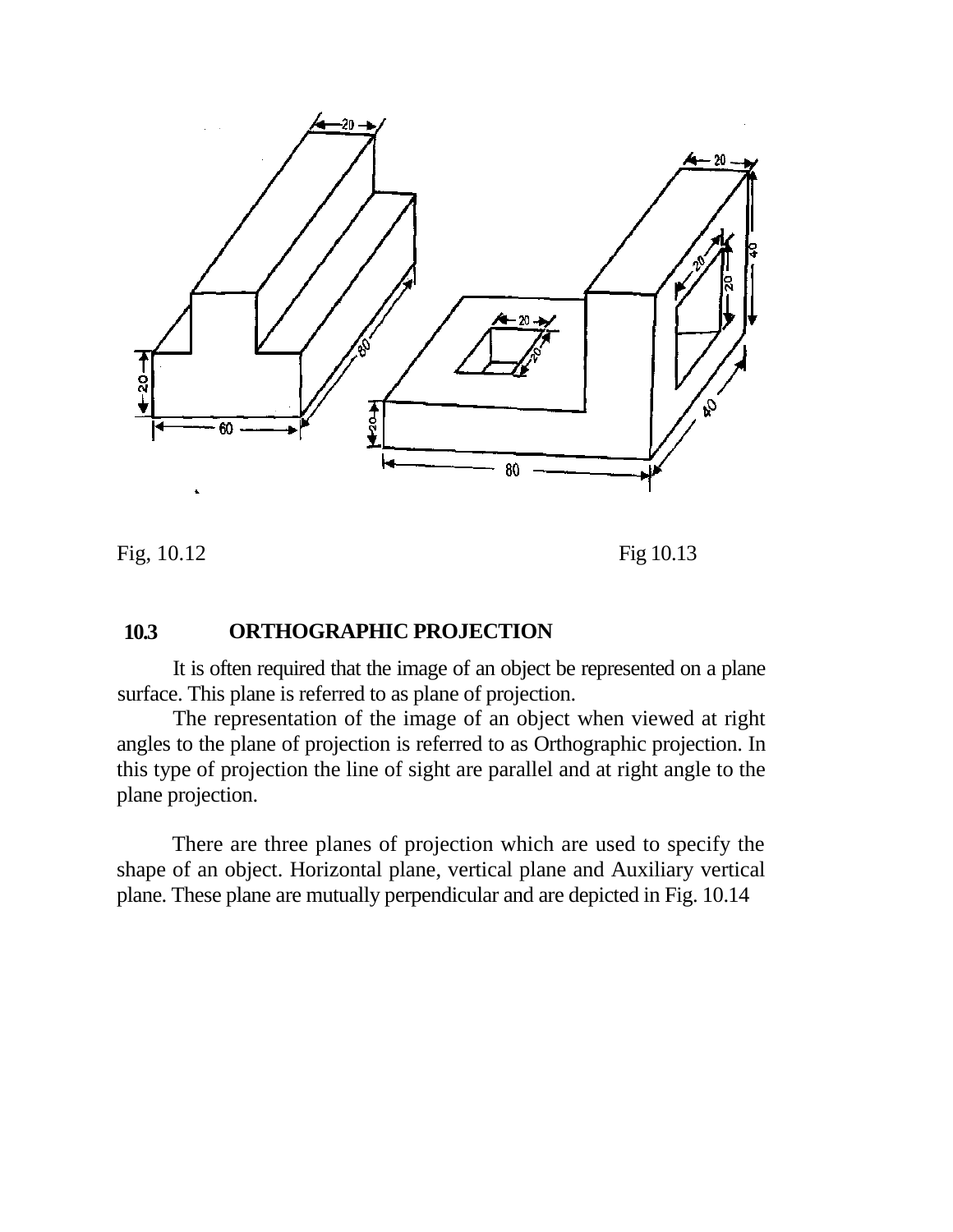Fig, 10.12

Fig 10.13

## 10.3 ORTHOGRAPHIC PROJECTION

It is often required that the image of an object be represented on a plane surface. This plane is referred to as plane of projection.

The representation of the image of an object when viewed at right angles to the plane of projection is referred to as Orthographic projection. In this type of projection the line of sight are parallel and at right angle to the plane projection.

There are three planes of projection which are used to specify the shape of an object. Horizontal plane, vertical plane and Auxiliary vertical plane. These plane are mutually perpendicular and are depicted in Fig. 10.14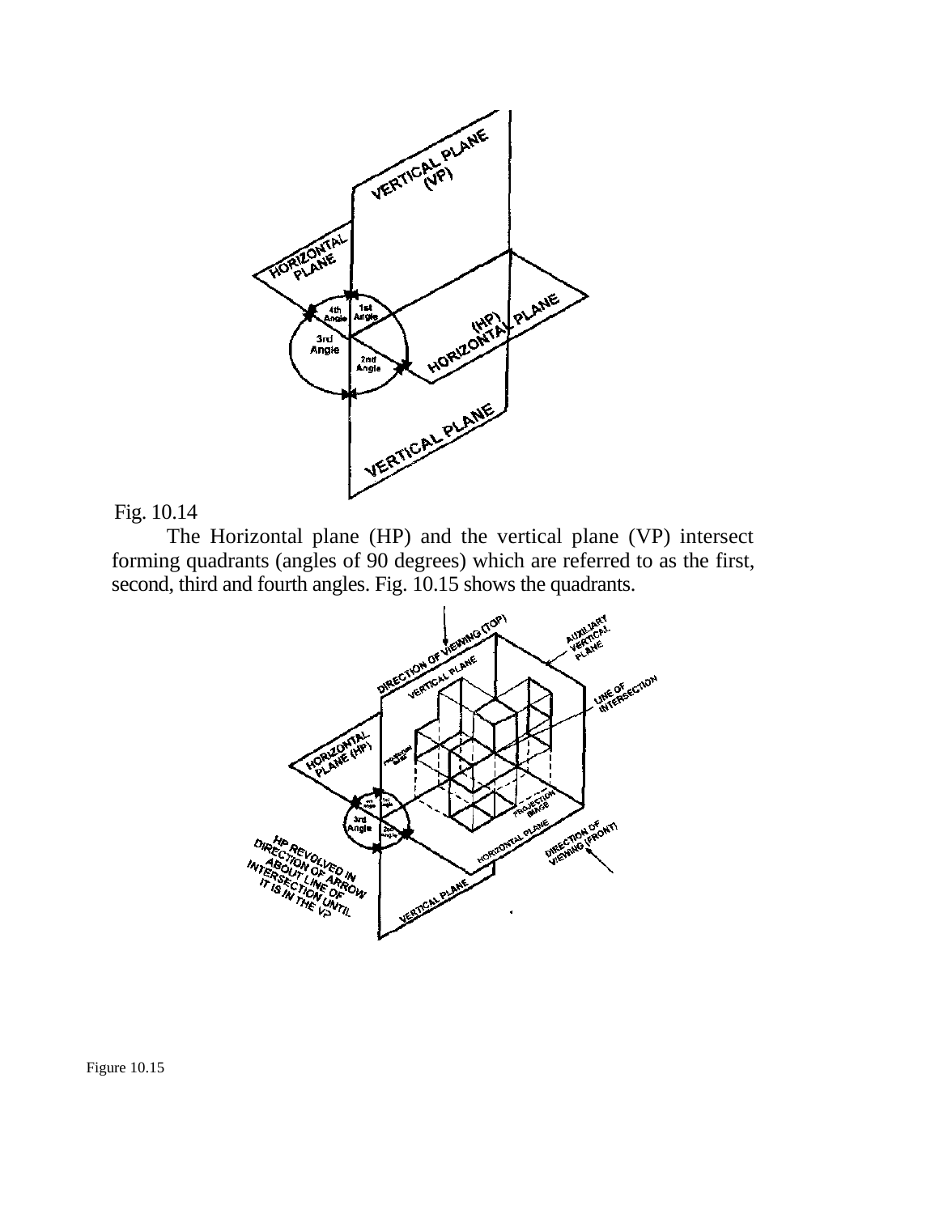Fig. 10.14

The Horizontal plane (HP) and the vertical plane (VP) intersect forming quadrants (angles of 90 degrees) which are referred to as the first, second, third and fourth angles. Fig. 10.15 shows the quadrants.

Figure 10.15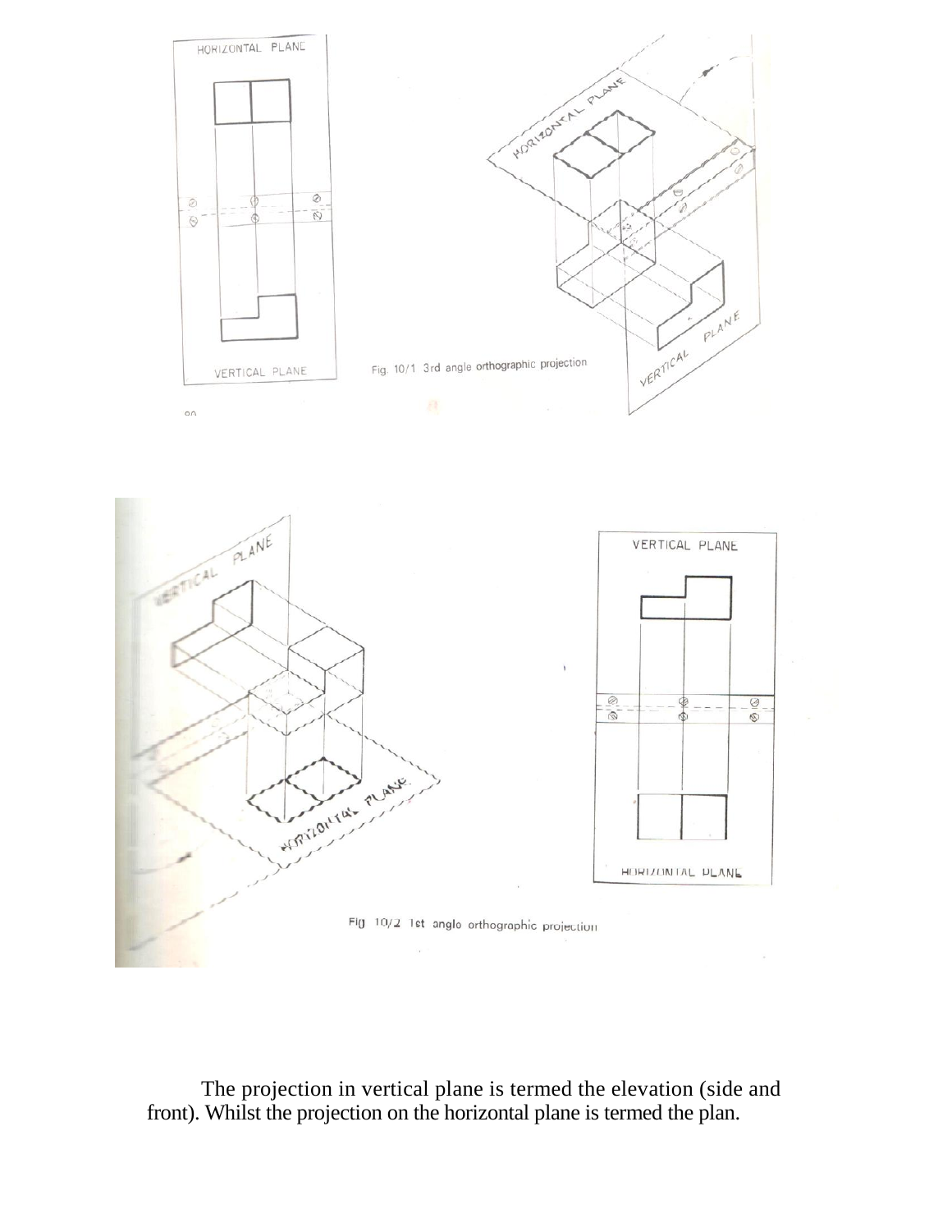Fig. 10/1 3rd angle orthographic projection

Fig 10/2 1st angle orthographic projection

The projection in vertical plane is termed the elevation (side and front). Whilst the projection on the horizontal plane is termed the plan.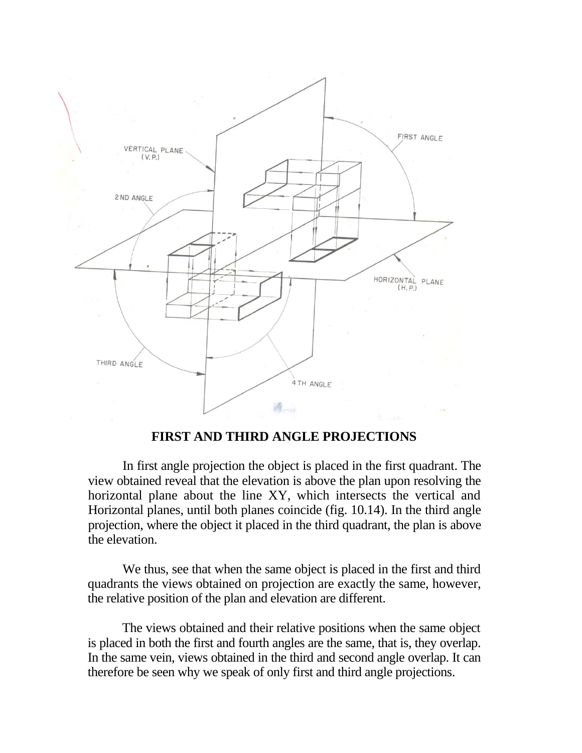## FIRST AND THIRD ANGLE PROJECTIONS

In first angle projection the object is placed in the first quadrant. The view obtained reveal that the elevation is above the plan upon resolving the horizontal plane about the line XY, which intersects the vertical and Horizontal planes, until both planes coincide (fig. 10.14). In the third angle projection, where the object it placed in the third quadrant, the plan is above the elevation.

We thus, see that when the same object is placed in the first and third quadrants the views obtained on projection are exactly the same, however, the relative position of the plan and elevation are different.

The views obtained and their relative positions when the same object is placed in both the first and fourth angles are the same, that is, they overlap. In the same vein, views obtained in the third and second angle overlap. It can therefore be seen why we speak of only first and third angle projections.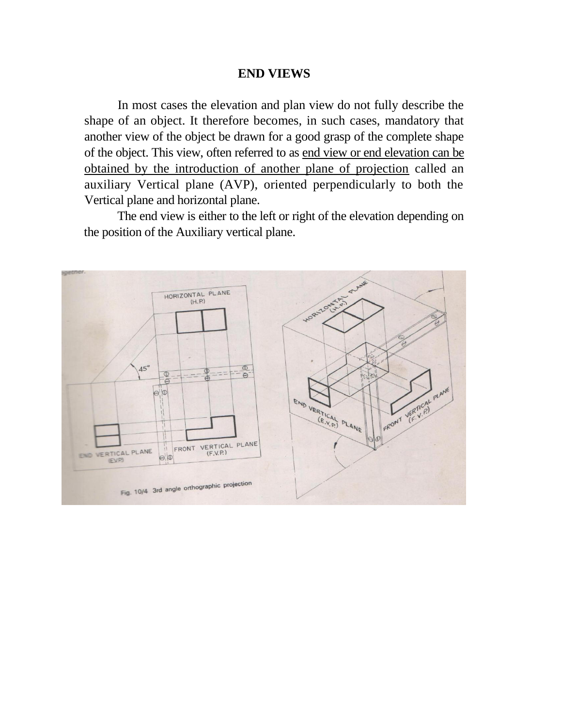## END VIEWS

In most cases the elevation and plan view do not fully describe the shape of an object. It therefore becomes, in such cases, mandatory that another view of the object be drawn for a good grasp of the complete shape of the object. This view, often referred to as end view or end elevation can be obtained by the introduction of another plane of projection called an auxiliary Vertical plane (AVP), oriented perpendicularly to both the Vertical plane and horizontal plane.

The end view is either to the left or right of the elevation depending on the position of the Auxiliary vertical plane.

Fig. 10/4 3rd angle orthographic projection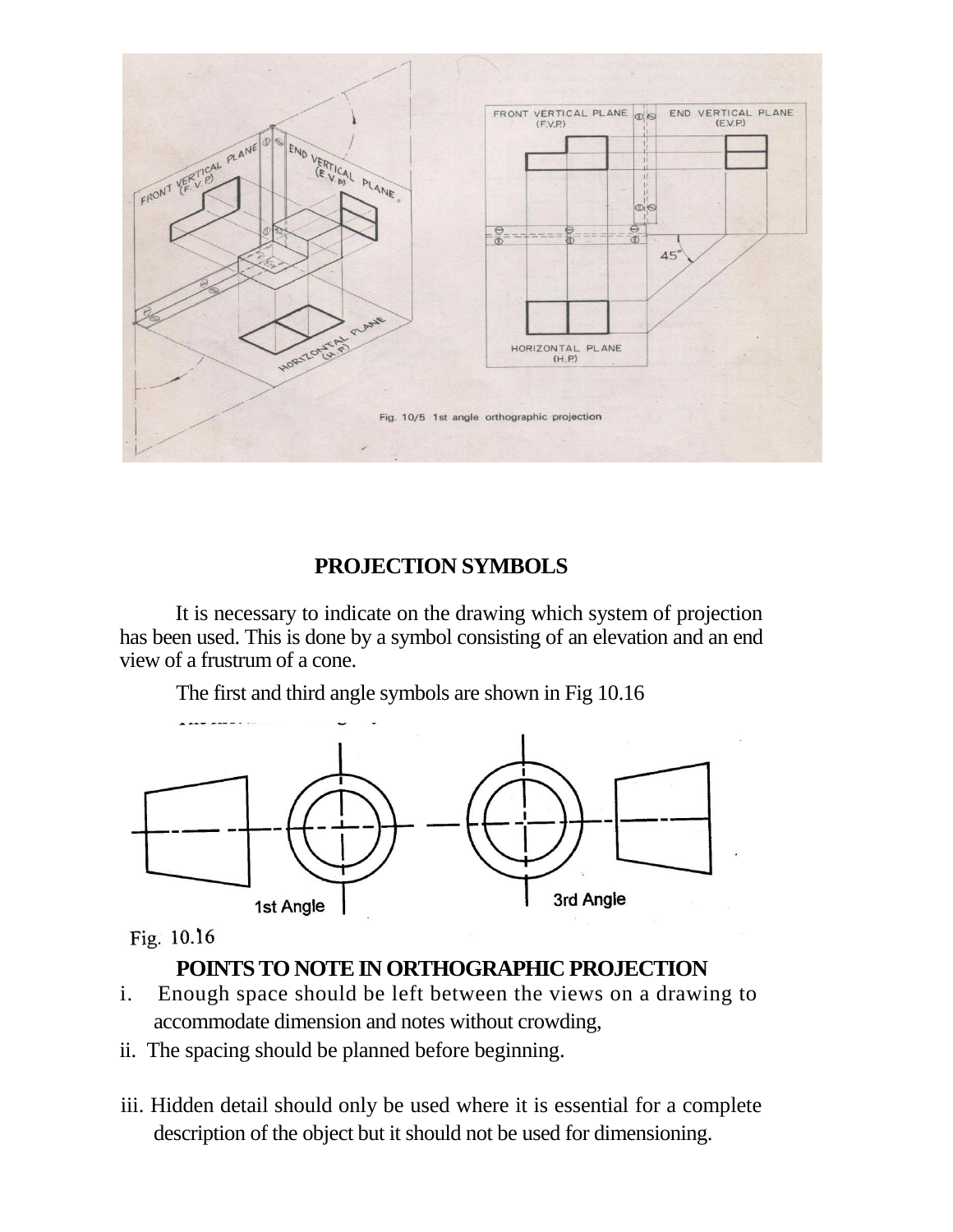FRONT VERTICAL PLANE (F.V.P)

END VERTICAL PLANE (E.V.P)

HORIZONTAL PLANE (H.P)

45°

Fig. 10/5 1st angle orthographic projection

## PROJECTION SYMBOLS

It is necessary to indicate on the drawing which system of projection has been used. This is done by a symbol consisting of an elevation and an end view of a frustrum of a cone.

The first and third angle symbols are shown in Fig 10.16

1st Angle 3rd Angle

Fig. 10.16

## POINTS TO NOTE IN ORTHOGRAPHIC PROJECTION

i. Enough space should be left between the views on a drawing to accommodate dimension and notes without crowding,

ii. The spacing should be planned before beginning.

iii. Hidden detail should only be used where it is essential for a complete description of the object but it should not be used for dimensioning.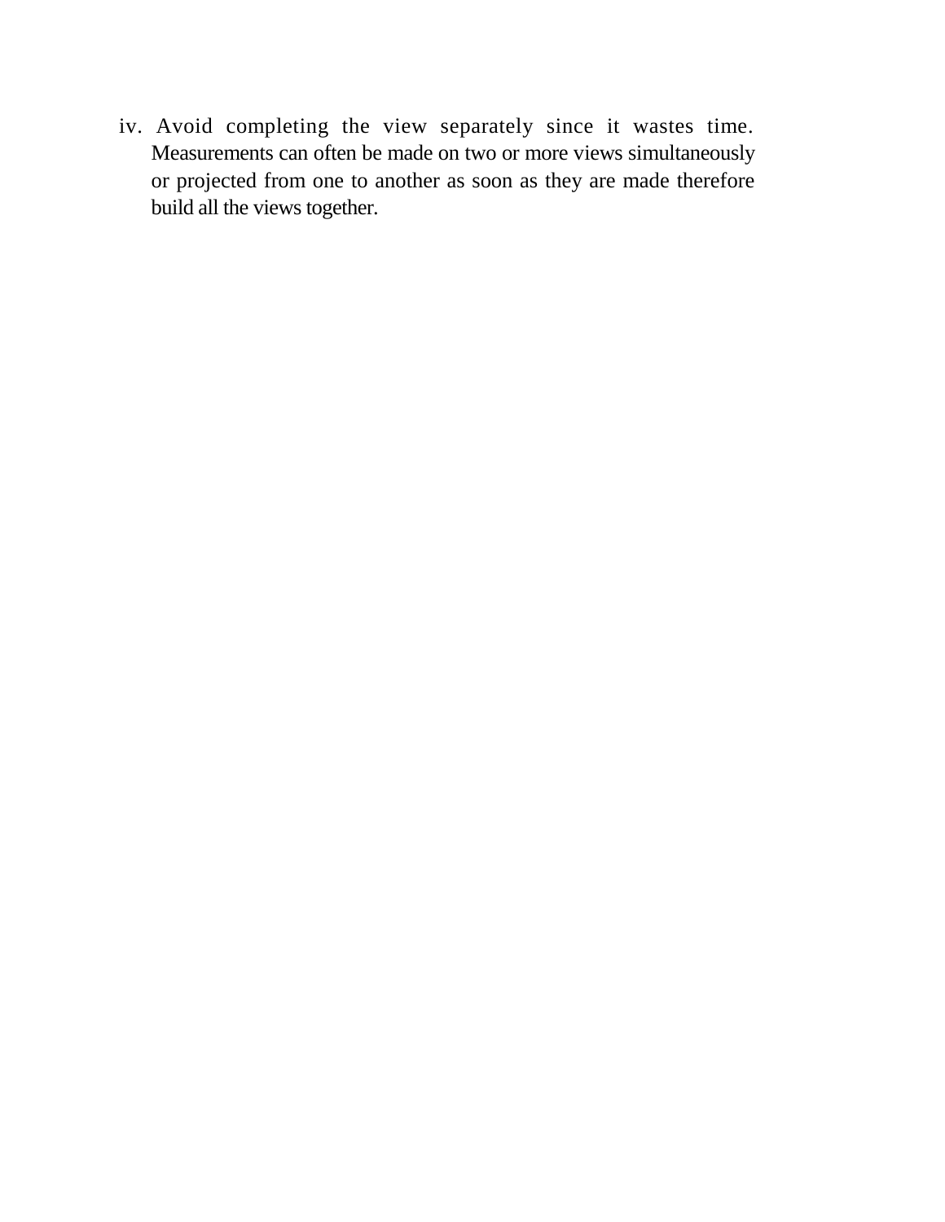iv. Avoid completing the view separately since it wastes time. Measurements can often be made on two or more views simultaneously or projected from one to another as soon as they are made therefore build all the views together.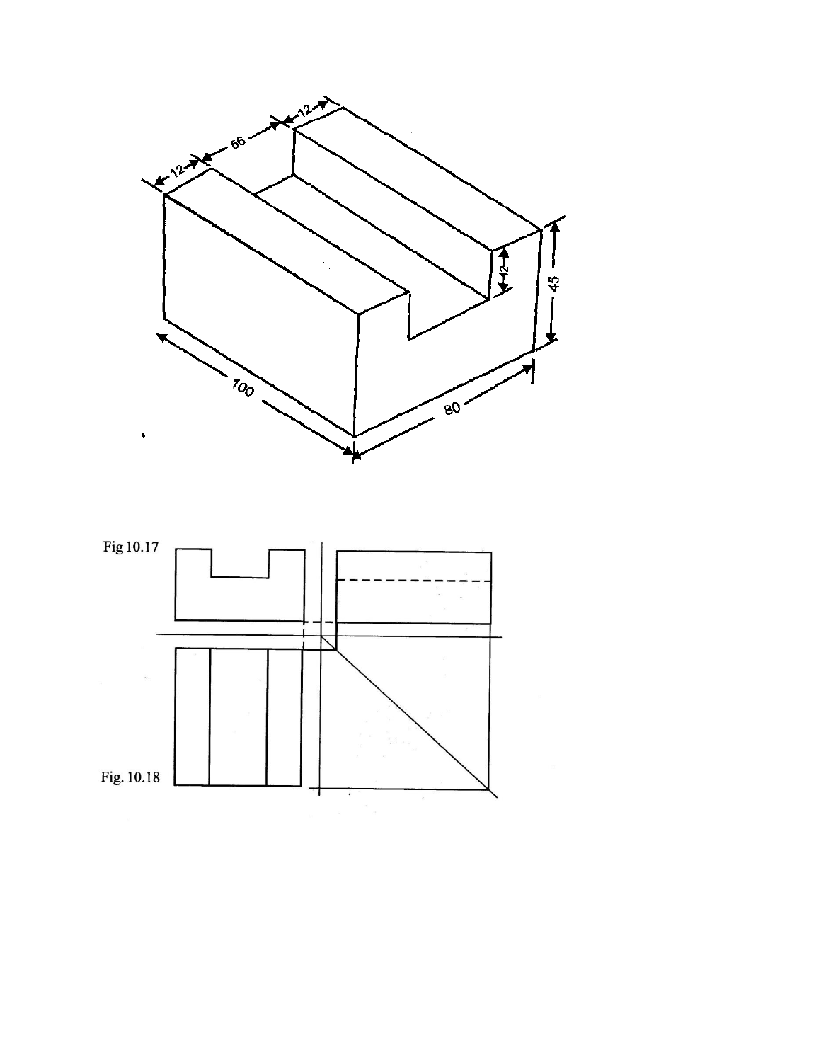Fig 10.17

Fig. 10.18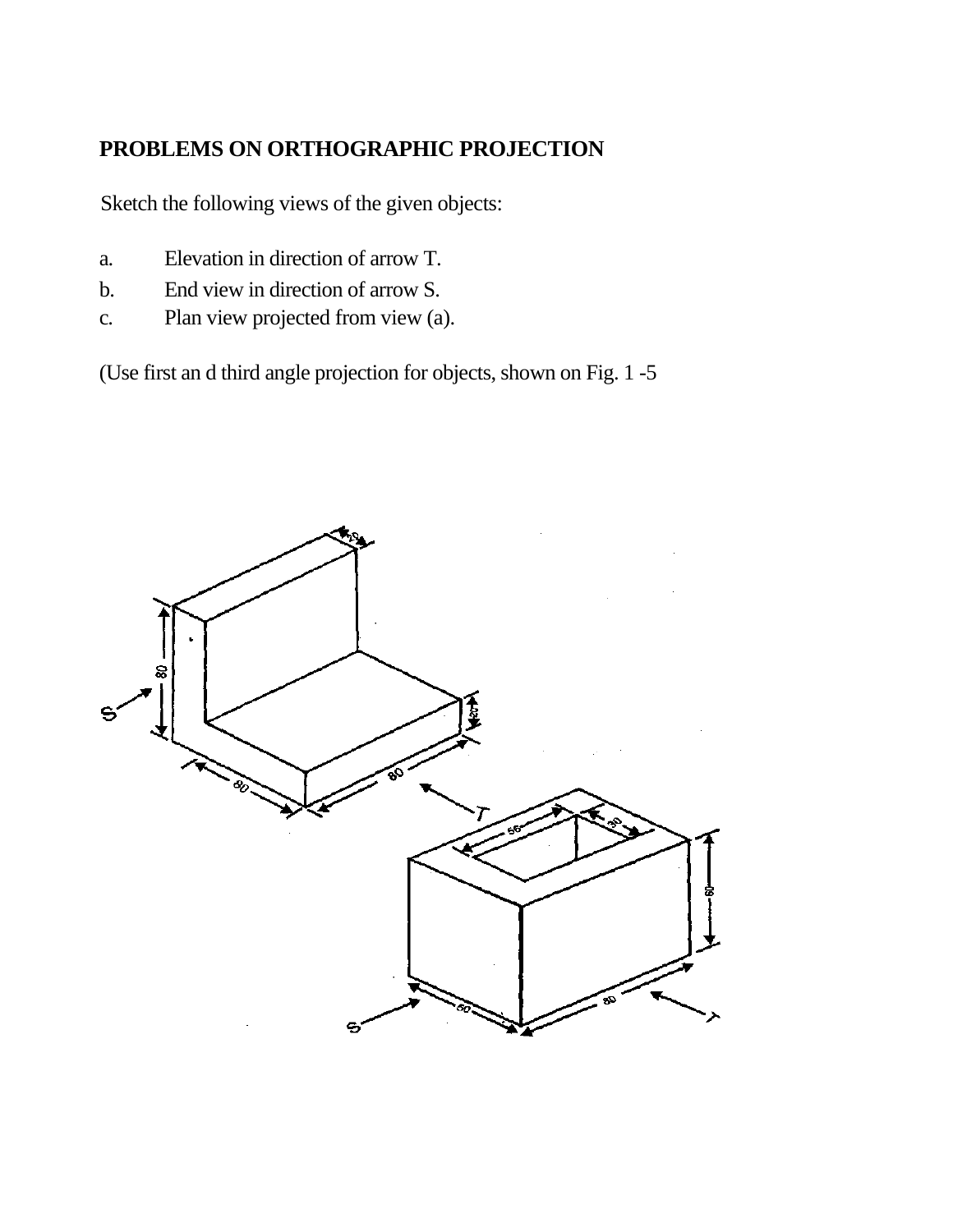## PROBLEMS ON ORTHOGRAPHIC PROJECTION

Sketch the following views of the given objects:

a. Elevation in direction of arrow T.

b. End view in direction of arrow S.

c. Plan view projected from view (a).

(Use first an d third angle projection for objects, shown on Fig. 1 -5